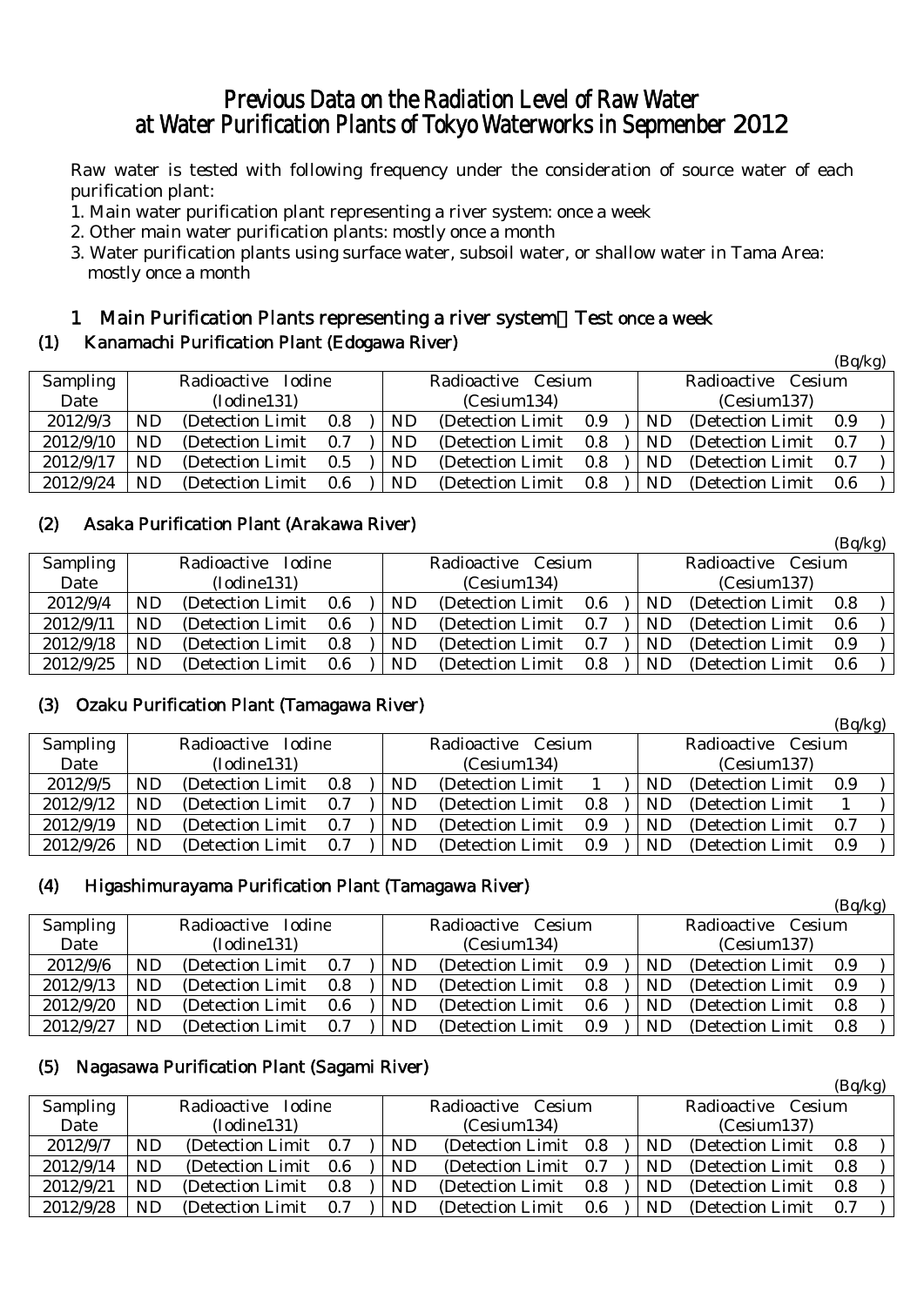# Previous Data on the Radiation Level of Raw Water at Water Purification Plants of Tokyo Waterworks in Sepmenber 2012

Raw water is tested with following frequency under the consideration of source water of each purification plant:

1. Main water purification plant representing a river system: once a week
2. Other main water purification plants: mostly once a month
3. Water purification plants using surface water, subsoil water, or shallow water in Tama Area: mostly once a month

## 1 Main Purification Plants representing a river system：Test once a week

### (1) Kanamachi Purification Plant (Edogawa River)

(Bq/kg)

| Sampling Date | Radioactive Iodine (Iodine131) | Radioactive Cesium (Cesium134) | Radioactive Cesium (Cesium137) |
|---|---|---|---|
| 2012/9/3 | ND (Detection Limit 0.8 ) | ND (Detection Limit 0.9 ) | ND (Detection Limit 0.9 ) |
| 2012/9/10 | ND (Detection Limit 0.7 ) | ND (Detection Limit 0.8 ) | ND (Detection Limit 0.7 ) |
| 2012/9/17 | ND (Detection Limit 0.5 ) | ND (Detection Limit 0.8 ) | ND (Detection Limit 0.7 ) |
| 2012/9/24 | ND (Detection Limit 0.6 ) | ND (Detection Limit 0.8 ) | ND (Detection Limit 0.6 ) |

### (2) Asaka Purification Plant (Arakawa River)

(Bq/kg)

| Sampling Date | Radioactive Iodine (Iodine131) | Radioactive Cesium (Cesium134) | Radioactive Cesium (Cesium137) |
|---|---|---|---|
| 2012/9/4 | ND (Detection Limit 0.6 ) | ND (Detection Limit 0.6 ) | ND (Detection Limit 0.8 ) |
| 2012/9/11 | ND (Detection Limit 0.6 ) | ND (Detection Limit 0.7 ) | ND (Detection Limit 0.6 ) |
| 2012/9/18 | ND (Detection Limit 0.8 ) | ND (Detection Limit 0.7 ) | ND (Detection Limit 0.9 ) |
| 2012/9/25 | ND (Detection Limit 0.6 ) | ND (Detection Limit 0.8 ) | ND (Detection Limit 0.6 ) |

### (3) Ozaku Purification Plant (Tamagawa River)

(Bq/kg)

| Sampling Date | Radioactive Iodine (Iodine131) | Radioactive Cesium (Cesium134) | Radioactive Cesium (Cesium137) |
|---|---|---|---|
| 2012/9/5 | ND (Detection Limit 0.8 ) | ND (Detection Limit 1 ) | ND (Detection Limit 0.9 ) |
| 2012/9/12 | ND (Detection Limit 0.7 ) | ND (Detection Limit 0.8 ) | ND (Detection Limit 1 ) |
| 2012/9/19 | ND (Detection Limit 0.7 ) | ND (Detection Limit 0.9 ) | ND (Detection Limit 0.7 ) |
| 2012/9/26 | ND (Detection Limit 0.7 ) | ND (Detection Limit 0.9 ) | ND (Detection Limit 0.9 ) |

### (4) Higashimurayama Purification Plant (Tamagawa River)

(Bq/kg)

| Sampling Date | Radioactive Iodine (Iodine131) | Radioactive Cesium (Cesium134) | Radioactive Cesium (Cesium137) |
|---|---|---|---|
| 2012/9/6 | ND (Detection Limit 0.7 ) | ND (Detection Limit 0.9 ) | ND (Detection Limit 0.9 ) |
| 2012/9/13 | ND (Detection Limit 0.8 ) | ND (Detection Limit 0.8 ) | ND (Detection Limit 0.9 ) |
| 2012/9/20 | ND (Detection Limit 0.6 ) | ND (Detection Limit 0.6 ) | ND (Detection Limit 0.8 ) |
| 2012/9/27 | ND (Detection Limit 0.7 ) | ND (Detection Limit 0.9 ) | ND (Detection Limit 0.8 ) |

### (5) Nagasawa Purification Plant (Sagami River)

(Bq/kg)

| Sampling Date | Radioactive Iodine (Iodine131) | Radioactive Cesium (Cesium134) | Radioactive Cesium (Cesium137) |
|---|---|---|---|
| 2012/9/7 | ND (Detection Limit 0.7 ) | ND (Detection Limit 0.8 ) | ND (Detection Limit 0.8 ) |
| 2012/9/14 | ND (Detection Limit 0.6 ) | ND (Detection Limit 0.7 ) | ND (Detection Limit 0.8 ) |
| 2012/9/21 | ND (Detection Limit 0.8 ) | ND (Detection Limit 0.8 ) | ND (Detection Limit 0.8 ) |
| 2012/9/28 | ND (Detection Limit 0.7 ) | ND (Detection Limit 0.6 ) | ND (Detection Limit 0.7 ) |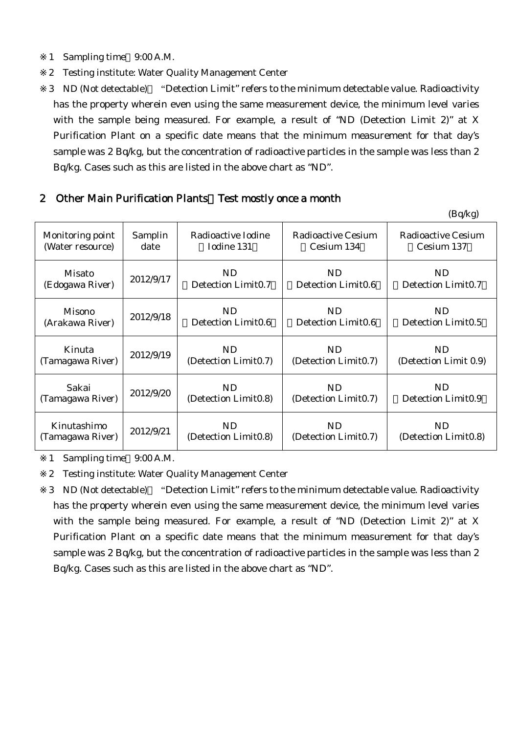※1 Sampling time：9:00 A.M.

※2 Testing institute: Water Quality Management Center

※3 ND (Not detectable)： "Detection Limit" refers to the minimum detectable value. Radioactivity has the property wherein even using the same measurement device, the minimum level varies with the sample being measured. For example, a result of "ND (Detection Limit 2)" at X Purification Plant on a specific date means that the minimum measurement for that day's sample was 2 Bq/kg, but the concentration of radioactive particles in the sample was less than 2 Bq/kg. Cases such as this are listed in the above chart as "ND".

## 2 Other Main Purification Plants（Test mostly once a month

(Bq/kg)

| Monitoring point (Water resource) | Samplin date | Radioactive Iodine （Iodine 131） | Radioactive Cesium （Cesium 134） | Radioactive Cesium （Cesium 137） |
|---|---|---|---|---|
| Misato (Edogawa River) | 2012/9/17 | ND （Detection Limit0.7） | ND （Detection Limit0.6） | ND （Detection Limit0.7） |
| Misono (Arakawa River) | 2012/9/18 | ND （Detection Limit0.6） | ND （Detection Limit0.6） | ND （Detection Limit0.5） |
| Kinuta (Tamagawa River) | 2012/9/19 | ND (Detection Limit0.7) | ND (Detection Limit0.7) | ND (Detection Limit 0.9) |
| Sakai (Tamagawa River) | 2012/9/20 | ND (Detection Limit0.8) | ND (Detection Limit0.7) | ND （Detection Limit0.9） |
| Kinutashimo (Tamagawa River) | 2012/9/21 | ND (Detection Limit0.8) | ND (Detection Limit0.7) | ND (Detection Limit0.8) |

※1 Sampling time：9:00 A.M.

※2 Testing institute: Water Quality Management Center

※3 ND (Not detectable)： "Detection Limit" refers to the minimum detectable value. Radioactivity has the property wherein even using the same measurement device, the minimum level varies with the sample being measured. For example, a result of "ND (Detection Limit 2)" at X Purification Plant on a specific date means that the minimum measurement for that day's sample was 2 Bq/kg, but the concentration of radioactive particles in the sample was less than 2 Bq/kg. Cases such as this are listed in the above chart as "ND".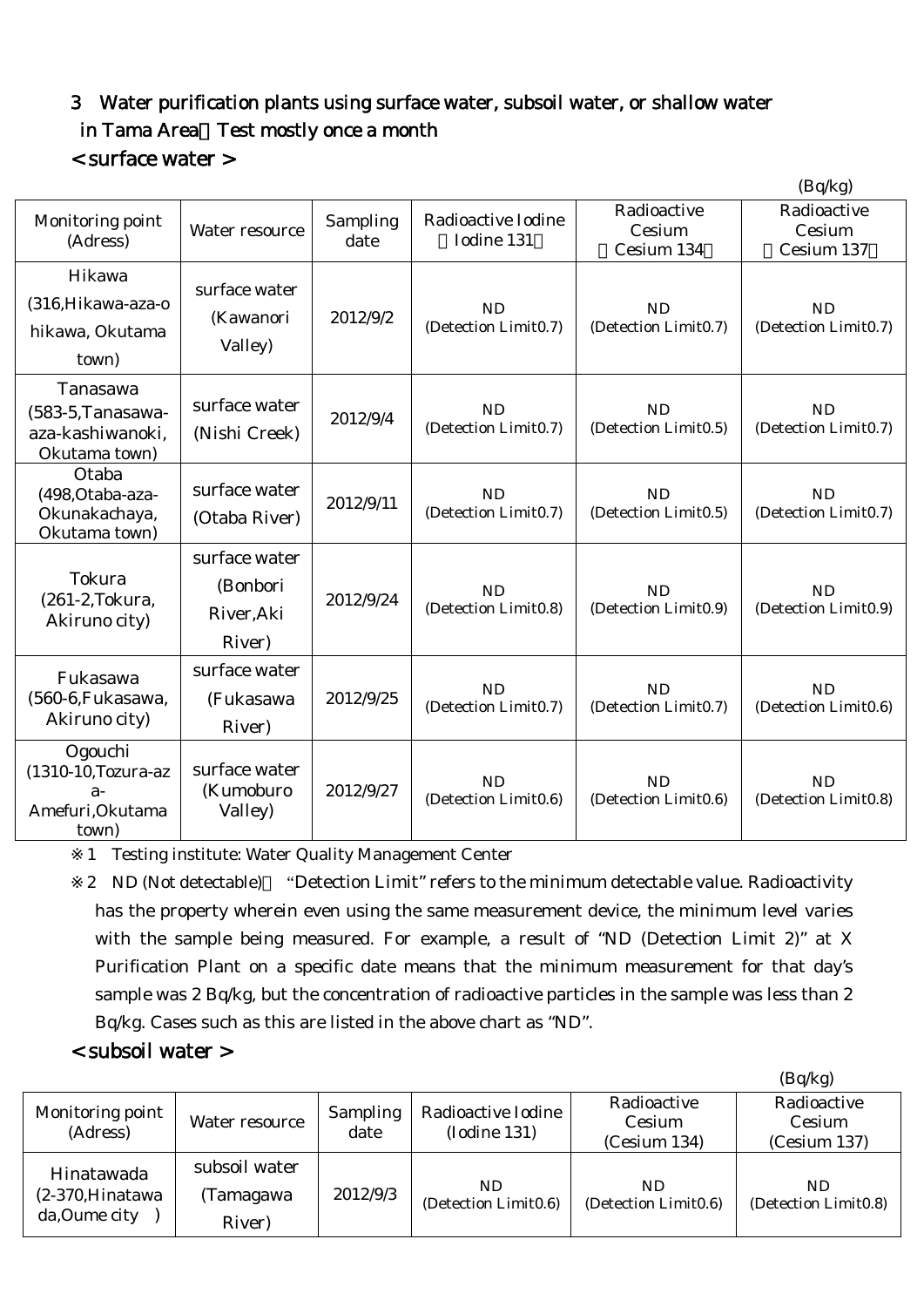## 3　Water purification plants using surface water, subsoil water, or shallow water in Tama Area（Test mostly once a month

### < surface water >

(Bq/kg)

| Monitoring point (Adress) | Water resource | Sampling date | Radioactive Iodine （Iodine 131） | Radioactive Cesium （Cesium 134） | Radioactive Cesium （Cesium 137） |
|---|---|---|---|---|---|
| Hikawa (316,Hikawa-aza-ohikawa, Okutama town) | surface water (Kawanori Valley) | 2012/9/2 | ND (Detection Limit0.7) | ND (Detection Limit0.7) | ND (Detection Limit0.7) |
| Tanasawa (583-5,Tanasawa-aza-kashiwanoki, Okutama town) | surface water (Nishi Creek) | 2012/9/4 | ND (Detection Limit0.7) | ND (Detection Limit0.5) | ND (Detection Limit0.7) |
| Otaba (498,Otaba-aza-Okunakachaya, Okutama town) | surface water (Otaba River) | 2012/9/11 | ND (Detection Limit0.7) | ND (Detection Limit0.5) | ND (Detection Limit0.7) |
| Tokura (261-2,Tokura, Akiruno city) | surface water (Bonbori River,Aki River) | 2012/9/24 | ND (Detection Limit0.8) | ND (Detection Limit0.9) | ND (Detection Limit0.9) |
| Fukasawa (560-6,Fukasawa, Akiruno city) | surface water (Fukasawa River) | 2012/9/25 | ND (Detection Limit0.7) | ND (Detection Limit0.7) | ND (Detection Limit0.6) |
| Ogouchi (1310-10,Tozura-aza-Amefuri,Okutama town) | surface water (Kumoburo Valley) | 2012/9/27 | ND (Detection Limit0.6) | ND (Detection Limit0.6) | ND (Detection Limit0.8) |

※1　Testing institute: Water Quality Management Center

※2　ND (Not detectable)：“Detection Limit” refers to the minimum detectable value. Radioactivity has the property wherein even using the same measurement device, the minimum level varies with the sample being measured. For example, a result of “ND (Detection Limit 2)” at X Purification Plant on a specific date means that the minimum measurement for that day’s sample was 2 Bq/kg, but the concentration of radioactive particles in the sample was less than 2 Bq/kg. Cases such as this are listed in the above chart as “ND”.

### < subsoil water >

(Bq/kg)

| Monitoring point (Adress) | Water resource | Sampling date | Radioactive Iodine (Iodine 131) | Radioactive Cesium (Cesium 134) | Radioactive Cesium (Cesium 137) |
|---|---|---|---|---|---|
| Hinatawada (2-370,Hinatawada,Oume city　) | subsoil water (Tamagawa River) | 2012/9/3 | ND (Detection Limit0.6) | ND (Detection Limit0.6) | ND (Detection Limit0.8) |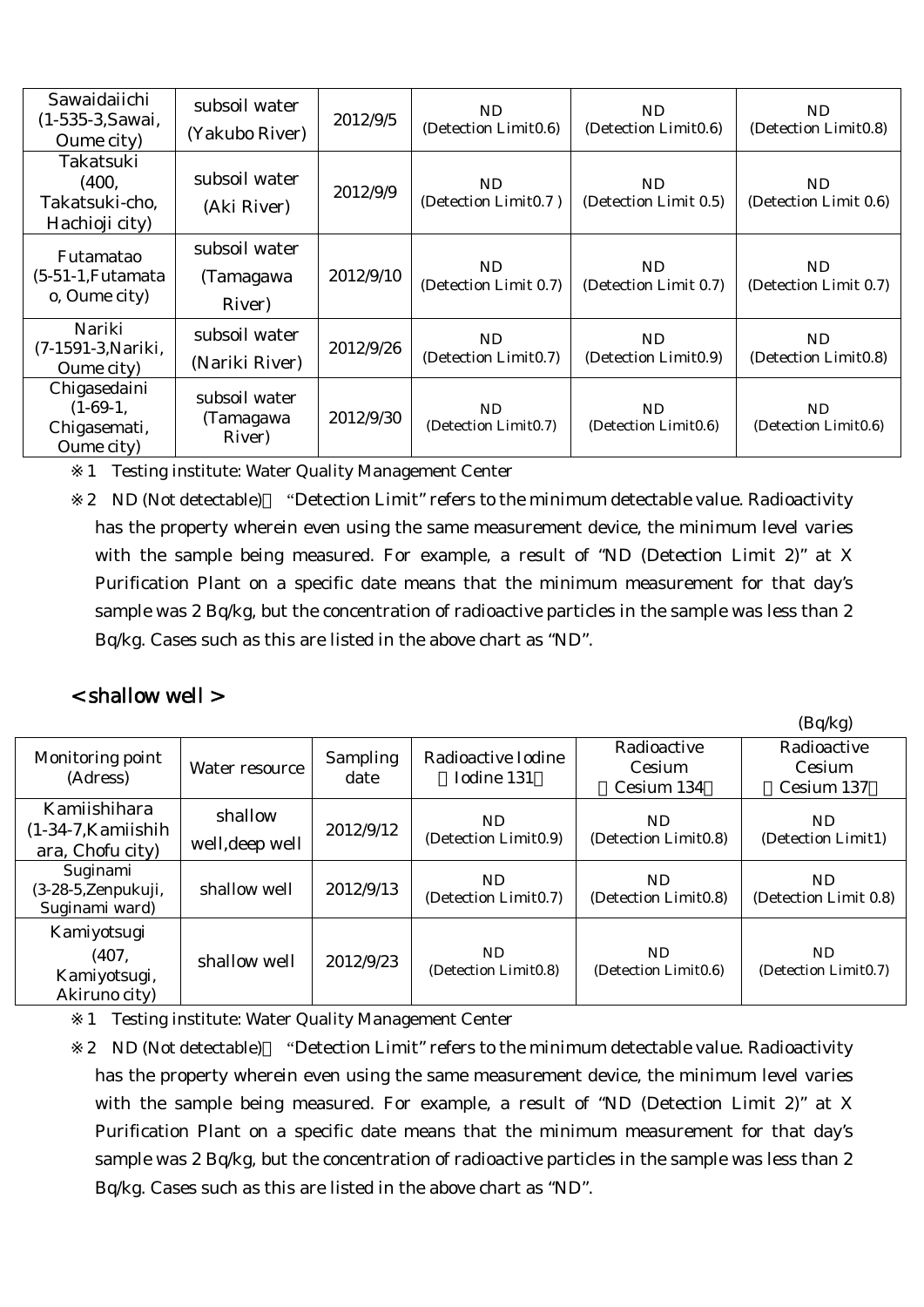| | | | | | |
|---|---|---|---|---|---|
| Sawaidaiichi (1-535-3,Sawai, Oume city) | subsoil water (Yakubo River) | 2012/9/5 | ND (Detection Limit0.6) | ND (Detection Limit0.6) | ND (Detection Limit0.8) |
| Takatsuki (400, Takatsuki-cho, Hachioji city) | subsoil water (Aki River) | 2012/9/9 | ND (Detection Limit0.7 ) | ND (Detection Limit 0.5) | ND (Detection Limit 0.6) |
| Futamatao (5-51-1,Futamatao, Oume city) | subsoil water (Tamagawa River) | 2012/9/10 | ND (Detection Limit 0.7) | ND (Detection Limit 0.7) | ND (Detection Limit 0.7) |
| Nariki (7-1591-3,Nariki, Oume city) | subsoil water (Nariki River) | 2012/9/26 | ND (Detection Limit0.7) | ND (Detection Limit0.9) | ND (Detection Limit0.8) |
| Chigasedaini (1-69-1, Chigasemati, Oume city) | subsoil water (Tamagawa River) | 2012/9/30 | ND (Detection Limit0.7) | ND (Detection Limit0.6) | ND (Detection Limit0.6) |

※1 Testing institute: Water Quality Management Center

※2 ND (Not detectable) "Detection Limit" refers to the minimum detectable value. Radioactivity has the property wherein even using the same measurement device, the minimum level varies with the sample being measured. For example, a result of "ND (Detection Limit 2)" at X Purification Plant on a specific date means that the minimum measurement for that day's sample was 2 Bq/kg, but the concentration of radioactive particles in the sample was less than 2 Bq/kg. Cases such as this are listed in the above chart as "ND".

## < shallow well >

(Bq/kg)

| Monitoring point (Adress) | Water resource | Sampling date | Radioactive Iodine (Iodine 131) | Radioactive Cesium (Cesium 134) | Radioactive Cesium (Cesium 137) |
|---|---|---|---|---|---|
| Kamiishihara (1-34-7,Kamiishihara, Chofu city) | shallow well,deep well | 2012/9/12 | ND (Detection Limit0.9) | ND (Detection Limit0.8) | ND (Detection Limit1) |
| Suginami (3-28-5,Zenpukuji, Suginami ward) | shallow well | 2012/9/13 | ND (Detection Limit0.7) | ND (Detection Limit0.8) | ND (Detection Limit 0.8) |
| Kamiyotsugi (407, Kamiyotsugi, Akiruno city) | shallow well | 2012/9/23 | ND (Detection Limit0.8) | ND (Detection Limit0.6) | ND (Detection Limit0.7) |

※1 Testing institute: Water Quality Management Center

※2 ND (Not detectable) "Detection Limit" refers to the minimum detectable value. Radioactivity has the property wherein even using the same measurement device, the minimum level varies with the sample being measured. For example, a result of "ND (Detection Limit 2)" at X Purification Plant on a specific date means that the minimum measurement for that day's sample was 2 Bq/kg, but the concentration of radioactive particles in the sample was less than 2 Bq/kg. Cases such as this are listed in the above chart as "ND".